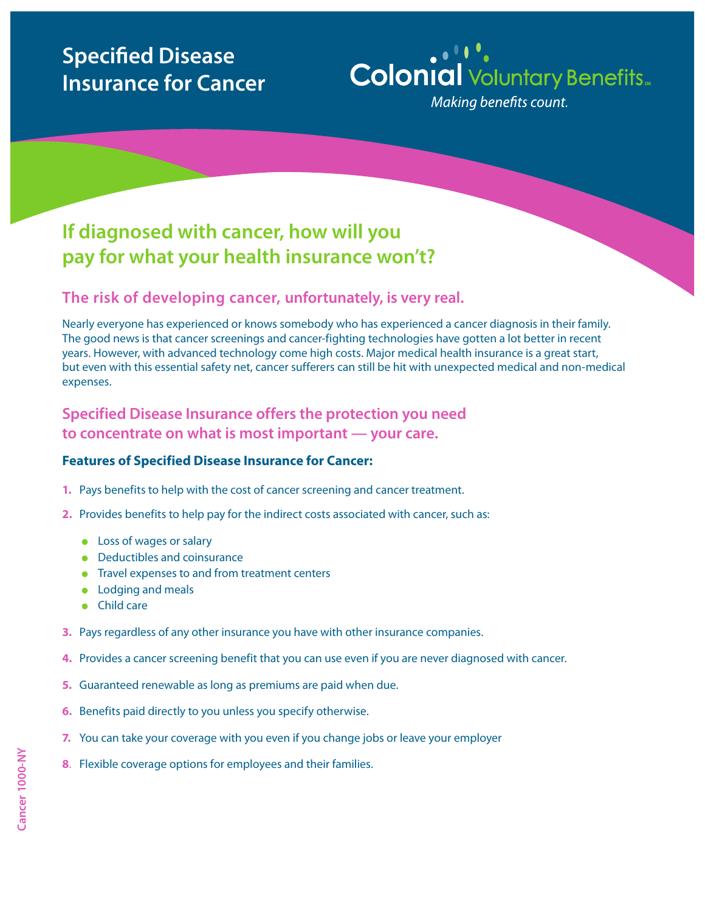# Specified Disease Insurance for Cancer

Colonial Voluntary Benefits℠

*Making benefits count.*

## If diagnosed with cancer, how will you pay for what your health insurance won't?

### The risk of developing cancer, unfortunately, is very real.

Nearly everyone has experienced or knows somebody who has experienced a cancer diagnosis in their family. The good news is that cancer screenings and cancer-fighting technologies have gotten a lot better in recent years. However, with advanced technology come high costs. Major medical health insurance is a great start, but even with this essential safety net, cancer sufferers can still be hit with unexpected medical and non-medical expenses.

### Specified Disease Insurance offers the protection you need to concentrate on what is most important — your care.

**Features of Specified Disease Insurance for Cancer:**

1. Pays benefits to help with the cost of cancer screening and cancer treatment.
2. Provides benefits to help pay for the indirect costs associated with cancer, such as:
   - Loss of wages or salary
   - Deductibles and coinsurance
   - Travel expenses to and from treatment centers
   - Lodging and meals
   - Child care
3. Pays regardless of any other insurance you have with other insurance companies.
4. Provides a cancer screening benefit that you can use even if you are never diagnosed with cancer.
5. Guaranteed renewable as long as premiums are paid when due.
6. Benefits paid directly to you unless you specify otherwise.
7. You can take your coverage with you even if you change jobs or leave your employer
8. Flexible coverage options for employees and their families.

Cancer 1000-NY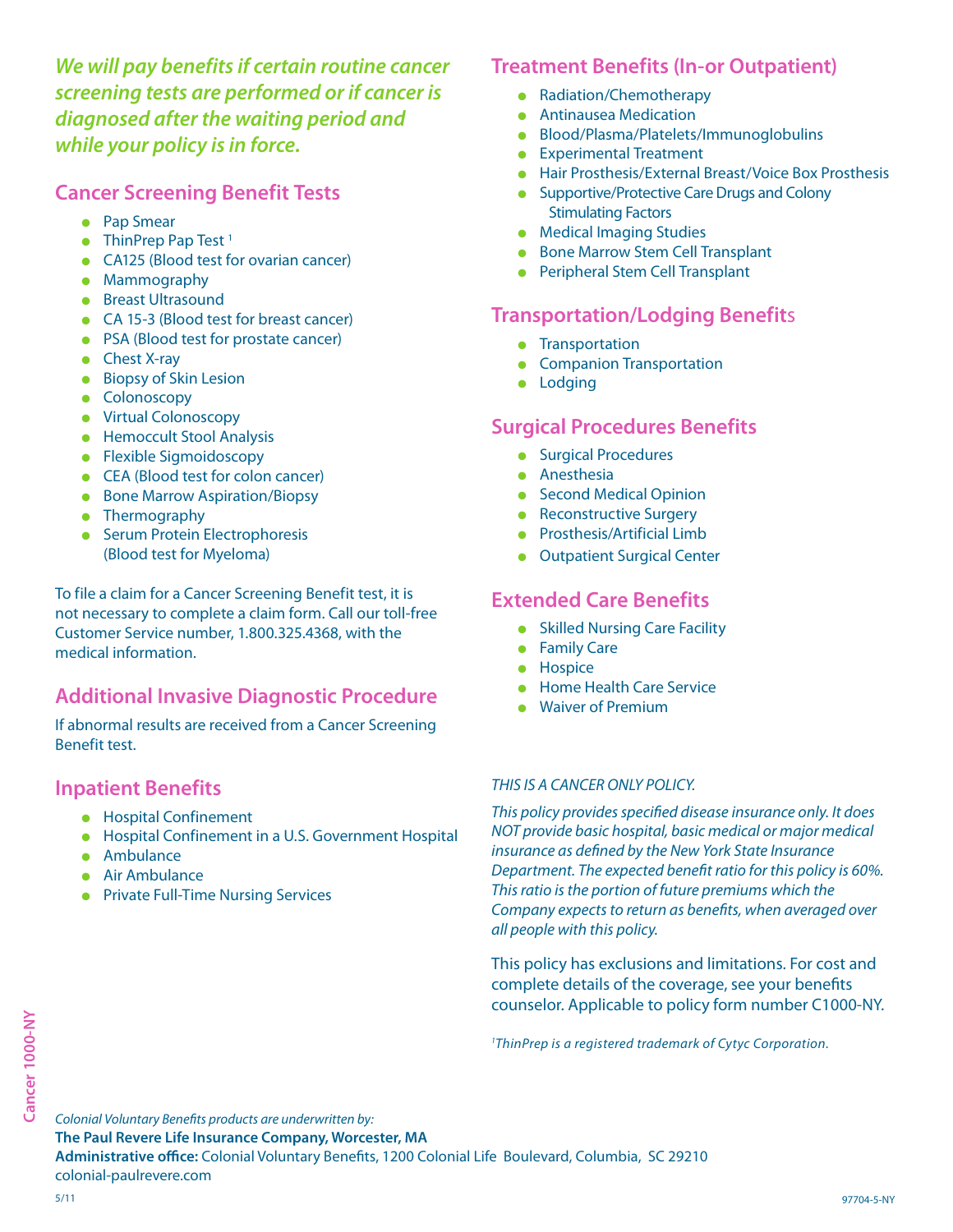***We will pay benefits if certain routine cancer screening tests are performed or if cancer is diagnosed after the waiting period and while your policy is in force.***

## Cancer Screening Benefit Tests

- Pap Smear
- ThinPrep Pap Test [1]
- CA125 (Blood test for ovarian cancer)
- Mammography
- Breast Ultrasound
- CA 15-3 (Blood test for breast cancer)
- PSA (Blood test for prostate cancer)
- Chest X-ray
- Biopsy of Skin Lesion
- Colonoscopy
- Virtual Colonoscopy
- Hemoccult Stool Analysis
- Flexible Sigmoidoscopy
- CEA (Blood test for colon cancer)
- Bone Marrow Aspiration/Biopsy
- Thermography
- Serum Protein Electrophoresis (Blood test for Myeloma)

To file a claim for a Cancer Screening Benefit test, it is not necessary to complete a claim form. Call our toll-free Customer Service number, 1.800.325.4368, with the medical information.

## Additional Invasive Diagnostic Procedure

If abnormal results are received from a Cancer Screening Benefit test.

## Inpatient Benefits

- Hospital Confinement
- Hospital Confinement in a U.S. Government Hospital
- Ambulance
- Air Ambulance
- Private Full-Time Nursing Services

## Treatment Benefits (In-or Outpatient)

- Radiation/Chemotherapy
- Antinausea Medication
- Blood/Plasma/Platelets/Immunoglobulins
- Experimental Treatment
- Hair Prosthesis/External Breast/Voice Box Prosthesis
- Supportive/Protective Care Drugs and Colony Stimulating Factors
- Medical Imaging Studies
- Bone Marrow Stem Cell Transplant
- Peripheral Stem Cell Transplant

## Transportation/Lodging Benefits

- Transportation
- Companion Transportation
- Lodging

## Surgical Procedures Benefits

- Surgical Procedures
- Anesthesia
- Second Medical Opinion
- Reconstructive Surgery
- Prosthesis/Artificial Limb
- Outpatient Surgical Center

## Extended Care Benefits

- Skilled Nursing Care Facility
- Family Care
- Hospice
- Home Health Care Service
- Waiver of Premium

*THIS IS A CANCER ONLY POLICY.*

*This policy provides specified disease insurance only. It does NOT provide basic hospital, basic medical or major medical insurance as defined by the New York State Insurance Department. The expected benefit ratio for this policy is 60%. This ratio is the portion of future premiums which the Company expects to return as benefits, when averaged over all people with this policy.*

This policy has exclusions and limitations. For cost and complete details of the coverage, see your benefits counselor. Applicable to policy form number C1000-NY.

*[1]ThinPrep is a registered trademark of Cytyc Corporation.*

Cancer 1000-NY

*Colonial Voluntary Benefits products are underwritten by:*
**The Paul Revere Life Insurance Company, Worcester, MA**
**Administrative office:** Colonial Voluntary Benefits, 1200 Colonial Life Boulevard, Columbia, SC 29210
colonial-paulrevere.com

5/11

97704-5-NY